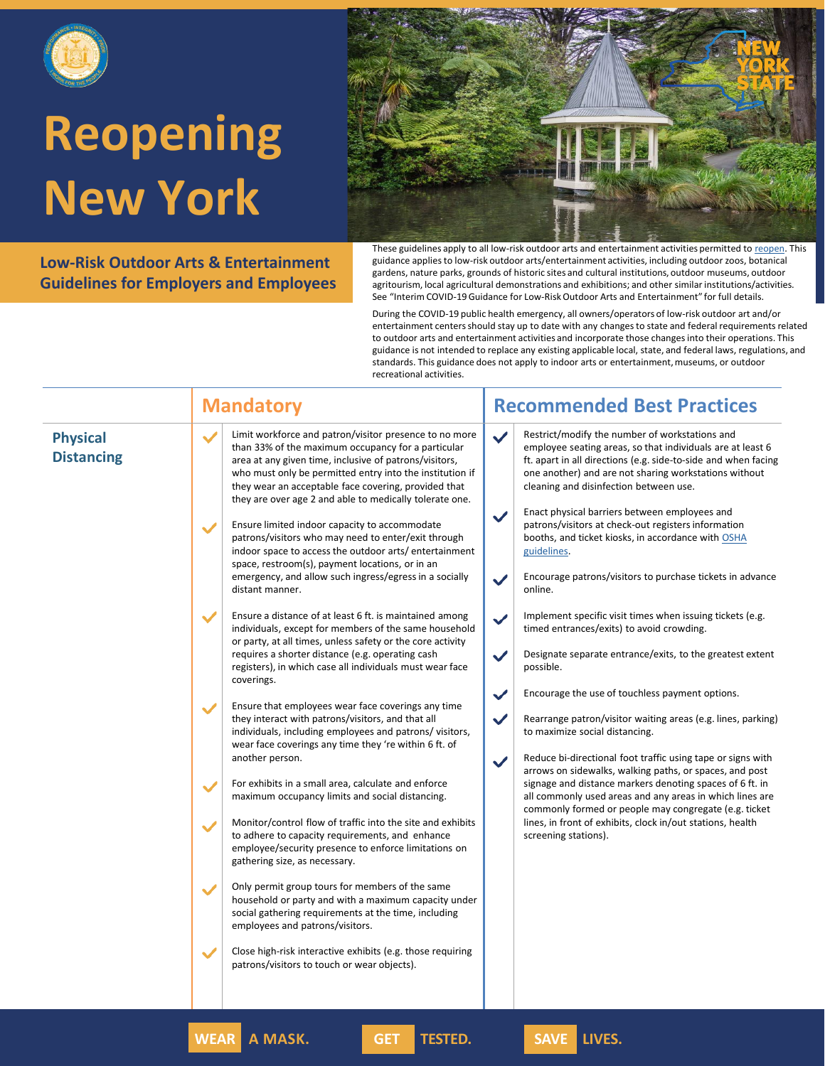# Reopening New York

## Low-Risk Outdoor Arts & Entertainment Guidelines for Employers and Employees

These guidelines apply to all low-risk outdoor arts and entertainment activities permitted to reopen. This guidance applies to low-risk outdoor arts/entertainment activities, including outdoor zoos, botanical gardens, nature parks, grounds of historic sites and cultural institutions, outdoor museums, outdoor agritourism, local agricultural demonstrations and exhibitions; and other similar institutions/activities. See "Interim COVID-19 Guidance for Low-Risk Outdoor Arts and Entertainment" for full details.

During the COVID-19 public health emergency, all owners/operators of low-risk outdoor art and/or entertainment centers should stay up to date with any changes to state and federal requirements related to outdoor arts and entertainment activities and incorporate those changes into their operations. This guidance is not intended to replace any existing applicable local, state, and federal laws, regulations, and standards. This guidance does not apply to indoor arts or entertainment, museums, or outdoor recreational activities.

| | Mandatory | Recommended Best Practices |
|---|---|---|
| **Physical Distancing** | ✓ Limit workforce and patron/visitor presence to no more than 33% of the maximum occupancy for a particular area at any given time, inclusive of patrons/visitors, who must only be permitted entry into the institution if they wear an acceptable face covering, provided that they are over age 2 and able to medically tolerate one.<br><br>✓ Ensure limited indoor capacity to accommodate patrons/visitors who may need to enter/exit through indoor space to access the outdoor arts/ entertainment space, restroom(s), payment locations, or in an emergency, and allow such ingress/egress in a socially distant manner.<br><br>✓ Ensure a distance of at least 6 ft. is maintained among individuals, except for members of the same household or party, at all times, unless safety or the core activity requires a shorter distance (e.g. operating cash registers), in which case all individuals must wear face coverings.<br><br>✓ Ensure that employees wear face coverings any time they interact with patrons/visitors, and that all individuals, including employees and patrons/ visitors, wear face coverings any time they 're within 6 ft. of another person.<br><br>✓ For exhibits in a small area, calculate and enforce maximum occupancy limits and social distancing.<br><br>✓ Monitor/control flow of traffic into the site and exhibits to adhere to capacity requirements, and enhance employee/security presence to enforce limitations on gathering size, as necessary.<br><br>✓ Only permit group tours for members of the same household or party and with a maximum capacity under social gathering requirements at the time, including employees and patrons/visitors.<br><br>✓ Close high-risk interactive exhibits (e.g. those requiring patrons/visitors to touch or wear objects). | ✓ Restrict/modify the number of workstations and employee seating areas, so that individuals are at least 6 ft. apart in all directions (e.g. side-to-side and when facing one another) and are not sharing workstations without cleaning and disinfection between use.<br><br>✓ Enact physical barriers between employees and patrons/visitors at check-out registers information booths, and ticket kiosks, in accordance with OSHA guidelines.<br><br>✓ Encourage patrons/visitors to purchase tickets in advance online.<br><br>✓ Implement specific visit times when issuing tickets (e.g. timed entrances/exits) to avoid crowding.<br><br>✓ Designate separate entrance/exits, to the greatest extent possible.<br><br>✓ Encourage the use of touchless payment options.<br><br>✓ Rearrange patron/visitor waiting areas (e.g. lines, parking) to maximize social distancing.<br><br>✓ Reduce bi-directional foot traffic using tape or signs with arrows on sidewalks, walking paths, or spaces, and post signage and distance markers denoting spaces of 6 ft. in all commonly used areas and any areas in which lines are commonly formed or people may congregate (e.g. ticket lines, in front of exhibits, clock in/out stations, health screening stations). |

**WEAR** A MASK. **GET** TESTED. **SAVE** LIVES.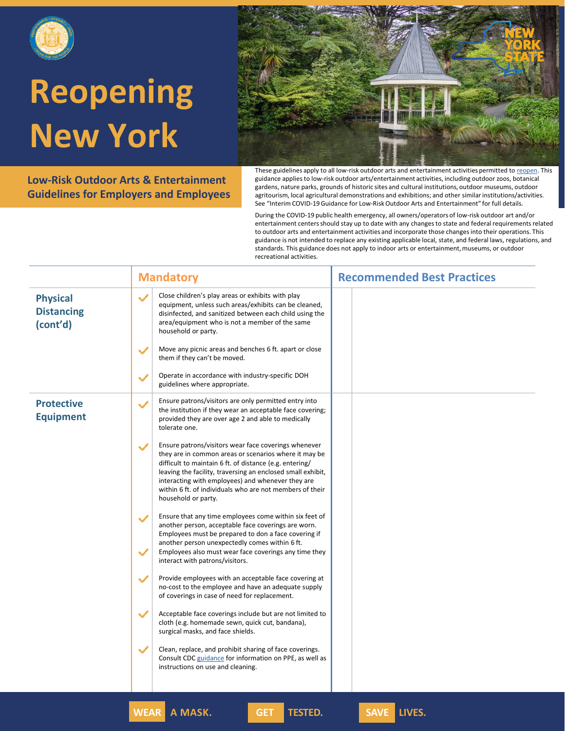# Reopening New York

## Low-Risk Outdoor Arts & Entertainment Guidelines for Employers and Employees

These guidelines apply to all low-risk outdoor arts and entertainment activities permitted to reopen. This guidance applies to low-risk outdoor arts/entertainment activities, including outdoor zoos, botanical gardens, nature parks, grounds of historic sites and cultural institutions, outdoor museums, outdoor agritourism, local agricultural demonstrations and exhibitions; and other similar institutions/activities. See "Interim COVID-19 Guidance for Low-Risk Outdoor Arts and Entertainment" for full details.

During the COVID-19 public health emergency, all owners/operators of low-risk outdoor art and/or entertainment centers should stay up to date with any changes to state and federal requirements related to outdoor arts and entertainment activities and incorporate those changes into their operations. This guidance is not intended to replace any existing applicable local, state, and federal laws, regulations, and standards. This guidance does not apply to indoor arts or entertainment, museums, or outdoor recreational activities.

| | Mandatory | Recommended Best Practices |
|---|---|---|
| **Physical Distancing (cont'd)** | ✓ Close children's play areas or exhibits with play equipment, unless such areas/exhibits can be cleaned, disinfected, and sanitized between each child using the area/equipment who is not a member of the same household or party.<br><br>✓ Move any picnic areas and benches 6 ft. apart or close them if they can't be moved.<br><br>✓ Operate in accordance with industry-specific DOH guidelines where appropriate. | |
| **Protective Equipment** | ✓ Ensure patrons/visitors are only permitted entry into the institution if they wear an acceptable face covering; provided they are over age 2 and able to medically tolerate one.<br><br>✓ Ensure patrons/visitors wear face coverings whenever they are in common areas or scenarios where it may be difficult to maintain 6 ft. of distance (e.g. entering/leaving the facility, traversing an enclosed small exhibit, interacting with employees) and whenever they are within 6 ft. of individuals who are not members of their household or party.<br><br>✓ Ensure that any time employees come within six feet of another person, acceptable face coverings are worn. Employees must be prepared to don a face covering if another person unexpectedly comes within 6 ft.<br><br>✓ Employees also must wear face coverings any time they interact with patrons/visitors.<br><br>✓ Provide employees with an acceptable face covering at no-cost to the employee and have an adequate supply of coverings in case of need for replacement.<br><br>✓ Acceptable face coverings include but are not limited to cloth (e.g. homemade sewn, quick cut, bandana), surgical masks, and face shields.<br><br>✓ Clean, replace, and prohibit sharing of face coverings. Consult CDC guidance for information on PPE, as well as instructions on use and cleaning. | |

WEAR A MASK. GET TESTED. SAVE LIVES.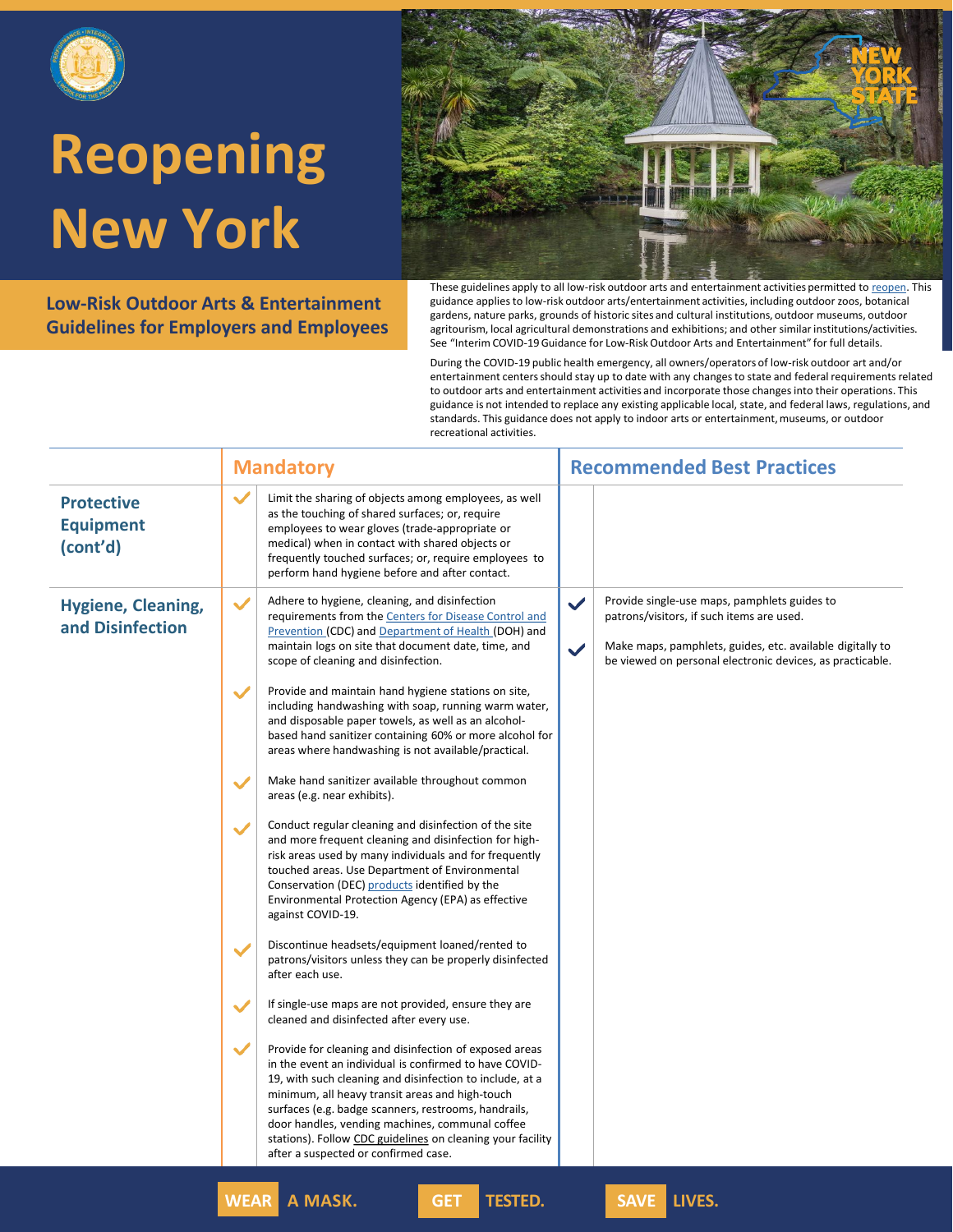# Reopening New York

## Low-Risk Outdoor Arts & Entertainment Guidelines for Employers and Employees

These guidelines apply to all low-risk outdoor arts and entertainment activities permitted to reopen. This guidance applies to low-risk outdoor arts/entertainment activities, including outdoor zoos, botanical gardens, nature parks, grounds of historic sites and cultural institutions, outdoor museums, outdoor agritourism, local agricultural demonstrations and exhibitions; and other similar institutions/activities. See "Interim COVID-19 Guidance for Low-Risk Outdoor Arts and Entertainment" for full details.

During the COVID-19 public health emergency, all owners/operators of low-risk outdoor art and/or entertainment centers should stay up to date with any changes to state and federal requirements related to outdoor arts and entertainment activities and incorporate those changes into their operations. This guidance is not intended to replace any existing applicable local, state, and federal laws, regulations, and standards. This guidance does not apply to indoor arts or entertainment, museums, or outdoor recreational activities.

| | Mandatory | Recommended Best Practices |
|---|---|---|
| **Protective Equipment (cont'd)** | ✓ Limit the sharing of objects among employees, as well as the touching of shared surfaces; or, require employees to wear gloves (trade-appropriate or medical) when in contact with shared objects or frequently touched surfaces; or, require employees to perform hand hygiene before and after contact. | |
| **Hygiene, Cleaning, and Disinfection** | ✓ Adhere to hygiene, cleaning, and disinfection requirements from the Centers for Disease Control and Prevention (CDC) and Department of Health (DOH) and maintain logs on site that document date, time, and scope of cleaning and disinfection.<br><br>✓ Provide and maintain hand hygiene stations on site, including handwashing with soap, running warm water, and disposable paper towels, as well as an alcohol-based hand sanitizer containing 60% or more alcohol for areas where handwashing is not available/practical.<br><br>✓ Make hand sanitizer available throughout common areas (e.g. near exhibits).<br><br>✓ Conduct regular cleaning and disinfection of the site and more frequent cleaning and disinfection for high-risk areas used by many individuals and for frequently touched areas. Use Department of Environmental Conservation (DEC) products identified by the Environmental Protection Agency (EPA) as effective against COVID-19.<br><br>✓ Discontinue headsets/equipment loaned/rented to patrons/visitors unless they can be properly disinfected after each use.<br><br>✓ If single-use maps are not provided, ensure they are cleaned and disinfected after every use.<br><br>✓ Provide for cleaning and disinfection of exposed areas in the event an individual is confirmed to have COVID-19, with such cleaning and disinfection to include, at a minimum, all heavy transit areas and high-touch surfaces (e.g. badge scanners, restrooms, handrails, door handles, vending machines, communal coffee stations). Follow CDC guidelines on cleaning your facility after a suspected or confirmed case. | ✓ Provide single-use maps, pamphlets guides to patrons/visitors, if such items are used.<br><br>✓ Make maps, pamphlets, guides, etc. available digitally to be viewed on personal electronic devices, as practicable. |

WEAR A MASK. GET TESTED. SAVE LIVES.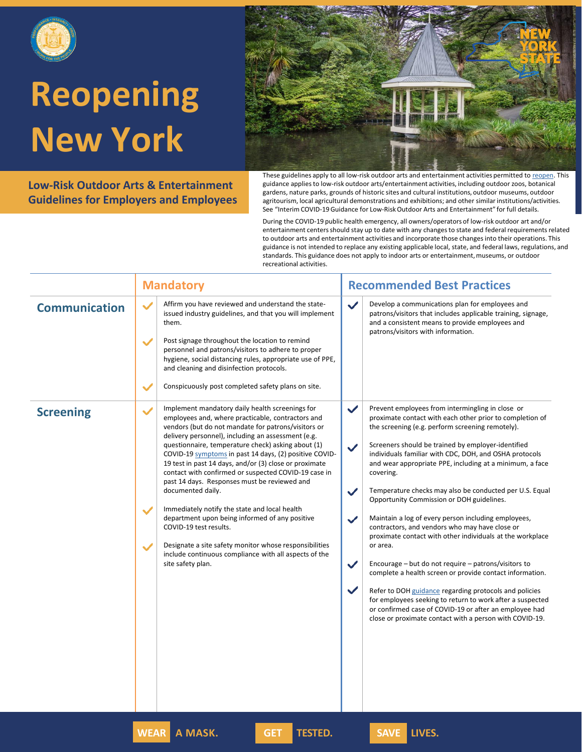# Reopening New York

## Low-Risk Outdoor Arts & Entertainment Guidelines for Employers and Employees

These guidelines apply to all low-risk outdoor arts and entertainment activities permitted to reopen. This guidance applies to low-risk outdoor arts/entertainment activities, including outdoor zoos, botanical gardens, nature parks, grounds of historic sites and cultural institutions, outdoor museums, outdoor agritourism, local agricultural demonstrations and exhibitions; and other similar institutions/activities. See "Interim COVID-19 Guidance for Low-Risk Outdoor Arts and Entertainment" for full details.

During the COVID-19 public health emergency, all owners/operators of low-risk outdoor art and/or entertainment centers should stay up to date with any changes to state and federal requirements related to outdoor arts and entertainment activities and incorporate those changes into their operations. This guidance is not intended to replace any existing applicable local, state, and federal laws, regulations, and standards. This guidance does not apply to indoor arts or entertainment, museums, or outdoor recreational activities.

| | Mandatory | Recommended Best Practices |
|---|---|---|
| **Communication** | ✓ Affirm you have reviewed and understand the state-issued industry guidelines, and that you will implement them.<br><br>✓ Post signage throughout the location to remind personnel and patrons/visitors to adhere to proper hygiene, social distancing rules, appropriate use of PPE, and cleaning and disinfection protocols.<br><br>✓ Conspicuously post completed safety plans on site. | ✓ Develop a communications plan for employees and patrons/visitors that includes applicable training, signage, and a consistent means to provide employees and patrons/visitors with information. |
| **Screening** | ✓ Implement mandatory daily health screenings for employees and, where practicable, contractors and vendors (but do not mandate for patrons/visitors or delivery personnel), including an assessment (e.g. questionnaire, temperature check) asking about (1) COVID-19 symptoms in past 14 days, (2) positive COVID-19 test in past 14 days, and/or (3) close or proximate contact with confirmed or suspected COVID-19 case in past 14 days. Responses must be reviewed and documented daily.<br><br>✓ Immediately notify the state and local health department upon being informed of any positive COVID-19 test results.<br><br>✓ Designate a site safety monitor whose responsibilities include continuous compliance with all aspects of the site safety plan. | ✓ Prevent employees from intermingling in close or proximate contact with each other prior to completion of the screening (e.g. perform screening remotely).<br><br>✓ Screeners should be trained by employer-identified individuals familiar with CDC, DOH, and OSHA protocols and wear appropriate PPE, including at a minimum, a face covering.<br><br>✓ Temperature checks may also be conducted per U.S. Equal Opportunity Commission or DOH guidelines.<br><br>✓ Maintain a log of every person including employees, contractors, and vendors who may have close or proximate contact with other individuals at the workplace or area.<br><br>✓ Encourage – but do not require – patrons/visitors to complete a health screen or provide contact information.<br><br>✓ Refer to DOH guidance regarding protocols and policies for employees seeking to return to work after a suspected or confirmed case of COVID-19 or after an employee had close or proximate contact with a person with COVID-19. |

WEAR A MASK. GET TESTED. SAVE LIVES.